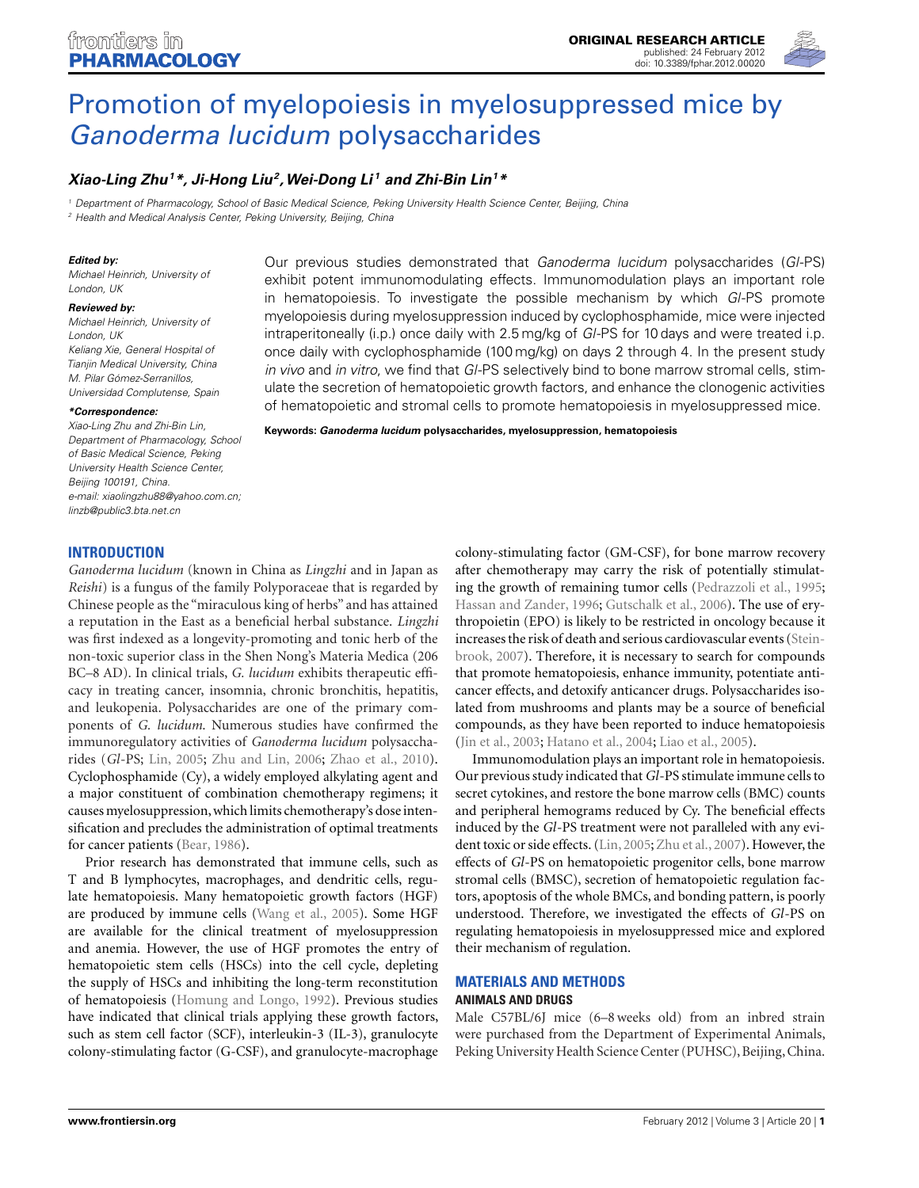# Promotion of myelopoiesis in myelosuppressed mice by *Ganoderma lucidum* polysaccharides

***Xiao-Ling Zhu[1]\*, Ji-Hong Liu[2], Wei-Dong Li[1] and Zhi-Bin Lin[1]\****

[1] Department of Pharmacology, School of Basic Medical Science, Peking University Health Science Center, Beijing, China
[2] Health and Medical Analysis Center, Peking University, Beijing, China

**Edited by:**
Michael Heinrich, University of London, UK

**Reviewed by:**
Michael Heinrich, University of London, UK
Keliang Xie, General Hospital of Tianjin Medical University, China
M. Pilar Gómez-Serranillos, Universidad Complutense, Spain

***Correspondence:**
Xiao-Ling Zhu and Zhi-Bin Lin, Department of Pharmacology, School of Basic Medical Science, Peking University Health Science Center, Beijing 100191, China.
e-mail: xiaolingzhu88@yahoo.com.cn; linzb@public3.bta.net.cn

Our previous studies demonstrated that *Ganoderma lucidum* polysaccharides (*Gl*-PS) exhibit potent immunomodulating effects. Immunomodulation plays an important role in hematopoiesis. To investigate the possible mechanism by which *Gl*-PS promote myelopoiesis during myelosuppression induced by cyclophosphamide, mice were injected intraperitoneally (i.p.) once daily with 2.5 mg/kg of *Gl*-PS for 10 days and were treated i.p. once daily with cyclophosphamide (100 mg/kg) on days 2 through 4. In the present study *in vivo* and *in vitro*, we find that *Gl*-PS selectively bind to bone marrow stromal cells, stimulate the secretion of hematopoietic growth factors, and enhance the clonogenic activities of hematopoietic and stromal cells to promote hematopoiesis in myelosuppressed mice.

**Keywords: *Ganoderma lucidum* polysaccharides, myelosuppression, hematopoiesis**

## INTRODUCTION

*Ganoderma lucidum* (known in China as *Lingzhi* and in Japan as *Reishi*) is a fungus of the family Polyporaceae that is regarded by Chinese people as the "miraculous king of herbs" and has attained a reputation in the East as a beneficial herbal substance. *Lingzhi* was first indexed as a longevity-promoting and tonic herb of the non-toxic superior class in the Shen Nong's Materia Medica (206 BC–8 AD). In clinical trials, *G. lucidum* exhibits therapeutic efficacy in treating cancer, insomnia, chronic bronchitis, hepatitis, and leukopenia. Polysaccharides are one of the primary components of *G. lucidum*. Numerous studies have confirmed the immunoregulatory activities of *Ganoderma lucidum* polysaccharides (*Gl*-PS; Lin, 2005; Zhu and Lin, 2006; Zhao et al., 2010). Cyclophosphamide (Cy), a widely employed alkylating agent and a major constituent of combination chemotherapy regimens; it causes myelosuppression, which limits chemotherapy's dose intensification and precludes the administration of optimal treatments for cancer patients (Bear, 1986).

Prior research has demonstrated that immune cells, such as T and B lymphocytes, macrophages, and dendritic cells, regulate hematopoiesis. Many hematopoietic growth factors (HGF) are produced by immune cells (Wang et al., 2005). Some HGF are available for the clinical treatment of myelosuppression and anemia. However, the use of HGF promotes the entry of hematopoietic stem cells (HSCs) into the cell cycle, depleting the supply of HSCs and inhibiting the long-term reconstitution of hematopoiesis (Homung and Longo, 1992). Previous studies have indicated that clinical trials applying these growth factors, such as stem cell factor (SCF), interleukin-3 (IL-3), granulocyte colony-stimulating factor (G-CSF), and granulocyte-macrophage colony-stimulating factor (GM-CSF), for bone marrow recovery after chemotherapy may carry the risk of potentially stimulating the growth of remaining tumor cells (Pedrazzoli et al., 1995; Hassan and Zander, 1996; Gutschalk et al., 2006). The use of erythropoietin (EPO) is likely to be restricted in oncology because it increases the risk of death and serious cardiovascular events (Steinbrook, 2007). Therefore, it is necessary to search for compounds that promote hematopoiesis, enhance immunity, potentiate anticancer effects, and detoxify anticancer drugs. Polysaccharides isolated from mushrooms and plants may be a source of beneficial compounds, as they have been reported to induce hematopoiesis (Jin et al., 2003; Hatano et al., 2004; Liao et al., 2005).

Immunomodulation plays an important role in hematopoiesis. Our previous study indicated that *Gl*-PS stimulate immune cells to secret cytokines, and restore the bone marrow cells (BMC) counts and peripheral hemograms reduced by Cy. The beneficial effects induced by the *Gl*-PS treatment were not paralleled with any evident toxic or side effects. (Lin, 2005; Zhu et al., 2007). However, the effects of *Gl*-PS on hematopoietic progenitor cells, bone marrow stromal cells (BMSC), secretion of hematopoietic regulation factors, apoptosis of the whole BMCs, and bonding pattern, is poorly understood. Therefore, we investigated the effects of *Gl*-PS on regulating hematopoiesis in myelosuppressed mice and explored their mechanism of regulation.

## MATERIALS AND METHODS

### ANIMALS AND DRUGS

Male C57BL/6J mice (6–8 weeks old) from an inbred strain were purchased from the Department of Experimental Animals, Peking University Health Science Center (PUHSC), Beijing, China.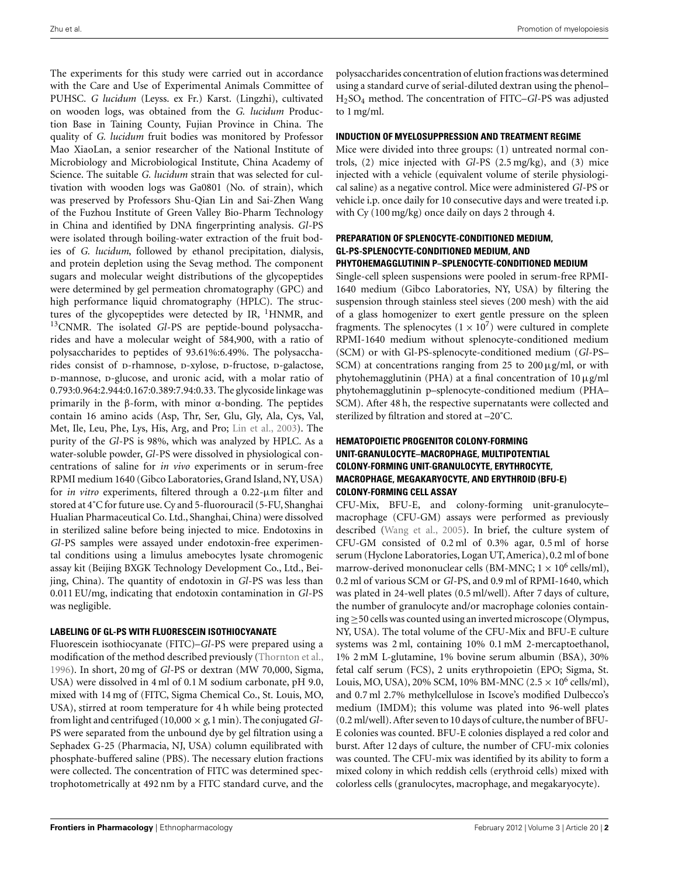The experiments for this study were carried out in accordance with the Care and Use of Experimental Animals Committee of PUHSC. *G lucidum* (Leyss. ex Fr.) Karst. (Lingzhi), cultivated on wooden logs, was obtained from the *G. lucidum* Production Base in Taining County, Fujian Province in China. The quality of *G. lucidum* fruit bodies was monitored by Professor Mao XiaoLan, a senior researcher of the National Institute of Microbiology and Microbiological Institute, China Academy of Science. The suitable *G. lucidum* strain that was selected for cultivation with wooden logs was Ga0801 (No. of strain), which was preserved by Professors Shu-Qian Lin and Sai-Zhen Wang of the Fuzhou Institute of Green Valley Bio-Pharm Technology in China and identified by DNA fingerprinting analysis. *Gl*-PS were isolated through boiling-water extraction of the fruit bodies of *G. lucidum*, followed by ethanol precipitation, dialysis, and protein depletion using the Sevag method. The component sugars and molecular weight distributions of the glycopeptides were determined by gel permeation chromatography (GPC) and high performance liquid chromatography (HPLC). The structures of the glycopeptides were detected by IR, $^{1}$HNMR, and $^{13}$CNMR. The isolated *Gl*-PS are peptide-bound polysaccharides and have a molecular weight of 584,900, with a ratio of polysaccharides to peptides of 93.61%:6.49%. The polysaccharides consist of D-rhamnose, D-xylose, D-fructose, D-galactose, D-mannose, D-glucose, and uronic acid, with a molar ratio of 0.793:0.964:2.944:0.167:0.389:7.94:0.33. The glycoside linkage was primarily in the β-form, with minor α-bonding. The peptides contain 16 amino acids (Asp, Thr, Ser, Glu, Gly, Ala, Cys, Val, Met, Ile, Leu, Phe, Lys, His, Arg, and Pro; Lin et al., 2003). The purity of the *Gl*-PS is 98%, which was analyzed by HPLC. As a water-soluble powder, *Gl*-PS were dissolved in physiological concentrations of saline for *in vivo* experiments or in serum-free RPMI medium 1640 (Gibco Laboratories, Grand Island, NY, USA) for *in vitro* experiments, filtered through a 0.22-μm filter and stored at 4˚C for future use. Cy and 5-fluorouracil (5-FU, Shanghai Hualian Pharmaceutical Co. Ltd., Shanghai, China) were dissolved in sterilized saline before being injected to mice. Endotoxins in *Gl*-PS samples were assayed under endotoxin-free experimental conditions using a limulus amebocytes lysate chromogenic assay kit (Beijing BXGK Technology Development Co., Ltd., Beijing, China). The quantity of endotoxin in *Gl*-PS was less than 0.011 EU/mg, indicating that endotoxin contamination in *Gl*-PS was negligible.

### LABELING OF GL-PS WITH FLUORESCEIN ISOTHIOCYANATE

Fluorescein isothiocyanate (FITC)–*Gl*-PS were prepared using a modification of the method described previously (Thornton et al., 1996). In short, 20 mg of *Gl*-PS or dextran (MW 70,000, Sigma, USA) were dissolved in 4 ml of 0.1 M sodium carbonate, pH 9.0, mixed with 14 mg of (FITC, Sigma Chemical Co., St. Louis, MO, USA), stirred at room temperature for 4 h while being protected from light and centrifuged (10,000 × *g*, 1 min). The conjugated *Gl*-PS were separated from the unbound dye by gel filtration using a Sephadex G-25 (Pharmacia, NJ, USA) column equilibrated with phosphate-buffered saline (PBS). The necessary elution fractions were collected. The concentration of FITC was determined spectrophotometrically at 492 nm by a FITC standard curve, and the polysaccharides concentration of elution fractions was determined using a standard curve of serial-diluted dextran using the phenol–$H_2SO_4$ method. The concentration of FITC–*Gl*-PS was adjusted to 1 mg/ml.

### INDUCTION OF MYELOSUPPRESSION AND TREATMENT REGIME

Mice were divided into three groups: (1) untreated normal controls, (2) mice injected with *Gl*-PS (2.5 mg/kg), and (3) mice injected with a vehicle (equivalent volume of sterile physiological saline) as a negative control. Mice were administered *Gl*-PS or vehicle i.p. once daily for 10 consecutive days and were treated i.p. with Cy (100 mg/kg) once daily on days 2 through 4.

### PREPARATION OF SPLENOCYTE-CONDITIONED MEDIUM, GL-PS-SPLENOCYTE-CONDITIONED MEDIUM, AND PHYTOHEMAGGLUTININ P–SPLENOCYTE-CONDITIONED MEDIUM

Single-cell spleen suspensions were pooled in serum-free RPMI-1640 medium (Gibco Laboratories, NY, USA) by filtering the suspension through stainless steel sieves (200 mesh) with the aid of a glass homogenizer to exert gentle pressure on the spleen fragments. The splenocytes ($1 \times 10^7$) were cultured in complete RPMI-1640 medium without splenocyte-conditioned medium (SCM) or with Gl-PS-splenocyte-conditioned medium (*Gl*-PS–SCM) at concentrations ranging from 25 to 200 μg/ml, or with phytohemagglutinin (PHA) at a final concentration of 10 μg/ml phytohemagglutinin p–splenocyte-conditioned medium (PHA–SCM). After 48 h, the respective supernatants were collected and sterilized by filtration and stored at –20˚C.

### HEMATOPOIETIC PROGENITOR COLONY-FORMING UNIT-GRANULOCYTE–MACROPHAGE, MULTIPOTENTIAL COLONY-FORMING UNIT-GRANULOCYTE, ERYTHROCYTE, MACROPHAGE, MEGAKARYOCYTE, AND ERYTHROID (BFU-E) COLONY-FORMING CELL ASSAY

CFU-Mix, BFU-E, and colony-forming unit-granulocyte–macrophage (CFU-GM) assays were performed as previously described (Wang et al., 2005). In brief, the culture system of CFU-GM consisted of 0.2 ml of 0.3% agar, 0.5 ml of horse serum (Hyclone Laboratories, Logan UT, America), 0.2 ml of bone marrow-derived mononuclear cells (BM-MNC; $1 \times 10^6$ cells/ml), 0.2 ml of various SCM or *Gl*-PS, and 0.9 ml of RPMI-1640, which was plated in 24-well plates (0.5 ml/well). After 7 days of culture, the number of granulocyte and/or macrophage colonies containing ≥50 cells was counted using an inverted microscope (Olympus, NY, USA). The total volume of the CFU-Mix and BFU-E culture systems was 2 ml, containing 10% 0.1 mM 2-mercaptoethanol, 1% 2 mM L-glutamine, 1% bovine serum albumin (BSA), 30% fetal calf serum (FCS), 2 units erythropoietin (EPO; Sigma, St. Louis, MO, USA), 20% SCM, 10% BM-MNC ($2.5 \times 10^6$ cells/ml), and 0.7 ml 2.7% methylcellulose in Iscove's modified Dulbecco's medium (IMDM); this volume was plated into 96-well plates (0.2 ml/well). After seven to 10 days of culture, the number of BFU-E colonies was counted. BFU-E colonies displayed a red color and burst. After 12 days of culture, the number of CFU-mix colonies was counted. The CFU-mix was identified by its ability to form a mixed colony in which reddish cells (erythroid cells) mixed with colorless cells (granulocytes, macrophage, and megakaryocyte).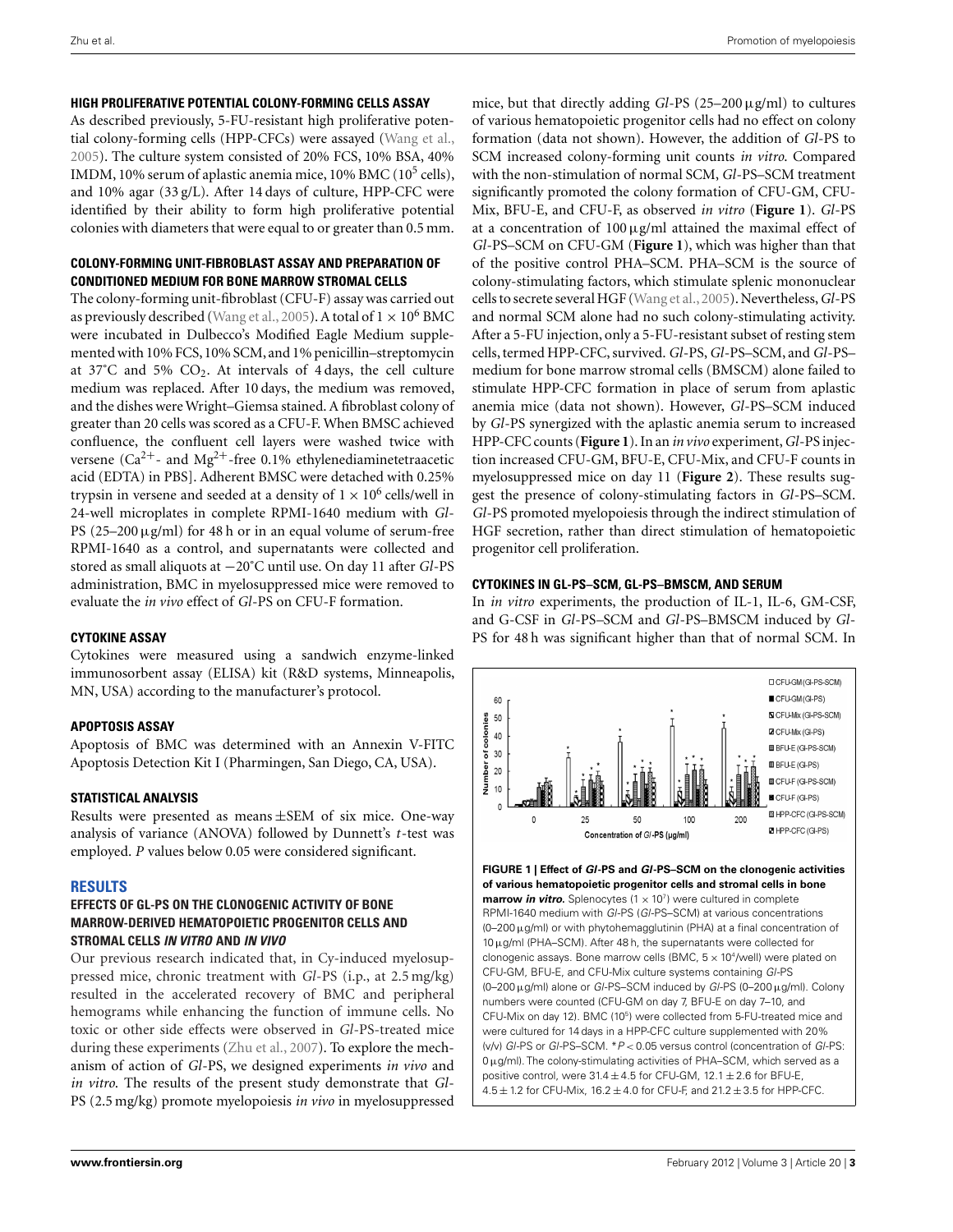### HIGH PROLIFERATIVE POTENTIAL COLONY-FORMING CELLS ASSAY

As described previously, 5-FU-resistant high proliferative potential colony-forming cells (HPP-CFCs) were assayed (Wang et al., 2005). The culture system consisted of 20% FCS, 10% BSA, 40% IMDM, 10% serum of aplastic anemia mice, 10% BMC ($10^5$ cells), and 10% agar (33 g/L). After 14 days of culture, HPP-CFC were identified by their ability to form high proliferative potential colonies with diameters that were equal to or greater than 0.5 mm.

### COLONY-FORMING UNIT-FIBROBLAST ASSAY AND PREPARATION OF CONDITIONED MEDIUM FOR BONE MARROW STROMAL CELLS

The colony-forming unit-fibroblast (CFU-F) assay was carried out as previously described (Wang et al., 2005). A total of $1 \times 10^6$ BMC were incubated in Dulbecco's Modified Eagle Medium supplemented with 10% FCS, 10% SCM, and 1% penicillin–streptomycin at 37˚C and 5% $CO_2$. At intervals of 4 days, the cell culture medium was replaced. After 10 days, the medium was removed, and the dishes were Wright–Giemsa stained. A fibroblast colony of greater than 20 cells was scored as a CFU-F. When BMSC achieved confluence, the confluent cell layers were washed twice with versene ($Ca^{2+}$- and $Mg^{2+}$-free 0.1% ethylenediaminetetraacetic acid (EDTA) in PBS]. Adherent BMSC were detached with 0.25% trypsin in versene and seeded at a density of $1 \times 10^6$ cells/well in 24-well microplates in complete RPMI-1640 medium with *Gl*-PS (25–200 μg/ml) for 48 h or in an equal volume of serum-free RPMI-1640 as a control, and supernatants were collected and stored as small aliquots at −20˚C until use. On day 11 after *Gl*-PS administration, BMC in myelosuppressed mice were removed to evaluate the *in vivo* effect of *Gl*-PS on CFU-F formation.

### CYTOKINE ASSAY

Cytokines were measured using a sandwich enzyme-linked immunosorbent assay (ELISA) kit (R&D systems, Minneapolis, MN, USA) according to the manufacturer's protocol.

### APOPTOSIS ASSAY

Apoptosis of BMC was determined with an Annexin V-FITC Apoptosis Detection Kit I (Pharmingen, San Diego, CA, USA).

### STATISTICAL ANALYSIS

Results were presented as means ± SEM of six mice. One-way analysis of variance (ANOVA) followed by Dunnett's *t*-test was employed. *P* values below 0.05 were considered significant.

## RESULTS

### EFFECTS OF GL-PS ON THE CLONOGENIC ACTIVITY OF BONE MARROW-DERIVED HEMATOPOIETIC PROGENITOR CELLS AND STROMAL CELLS *IN VITRO* AND *IN VIVO*

Our previous research indicated that, in Cy-induced myelosuppressed mice, chronic treatment with *Gl*-PS (i.p., at 2.5 mg/kg) resulted in the accelerated recovery of BMC and peripheral hemograms while enhancing the function of immune cells. No toxic or other side effects were observed in *Gl*-PS-treated mice during these experiments (Zhu et al., 2007). To explore the mechanism of action of *Gl*-PS, we designed experiments *in vivo* and *in vitro*. The results of the present study demonstrate that *Gl*-PS (2.5 mg/kg) promote myelopoiesis *in vivo* in myelosuppressed mice, but that directly adding *Gl*-PS (25–200 μg/ml) to cultures of various hematopoietic progenitor cells had no effect on colony formation (data not shown). However, the addition of *Gl*-PS to SCM increased colony-forming unit counts *in vitro*. Compared with the non-stimulation of normal SCM, *Gl*-PS–SCM treatment significantly promoted the colony formation of CFU-GM, CFU-Mix, BFU-E, and CFU-F, as observed *in vitro* (**Figure 1**). *Gl*-PS at a concentration of 100 μg/ml attained the maximal effect of *Gl*-PS–SCM on CFU-GM (**Figure 1**), which was higher than that of the positive control PHA–SCM. PHA–SCM is the source of colony-stimulating factors, which stimulate splenic mononuclear cells to secrete several HGF (Wang et al., 2005). Nevertheless, *Gl*-PS and normal SCM alone had no such colony-stimulating activity. After a 5-FU injection, only a 5-FU-resistant subset of resting stem cells, termed HPP-CFC, survived. *Gl*-PS, *Gl*-PS–SCM, and *Gl*-PS–medium for bone marrow stromal cells (BMSCM) alone failed to stimulate HPP-CFC formation in place of serum from aplastic anemia mice (data not shown). However, *Gl*-PS–SCM induced by *Gl*-PS synergized with the aplastic anemia serum to increased HPP-CFC counts (**Figure 1**). In an *in vivo* experiment, *Gl*-PS injection increased CFU-GM, BFU-E, CFU-Mix, and CFU-F counts in myelosuppressed mice on day 11 (**Figure 2**). These results suggest the presence of colony-stimulating factors in *Gl*-PS–SCM. *Gl*-PS promoted myelopoiesis through the indirect stimulation of HGF secretion, rather than direct stimulation of hematopoietic progenitor cell proliferation.

### CYTOKINES IN GL-PS–SCM, GL-PS–BMSCM, AND SERUM

In *in vitro* experiments, the production of IL-1, IL-6, GM-CSF, and G-CSF in *Gl*-PS–SCM and *Gl*-PS–BMSCM induced by *Gl*-PS for 48 h was significant higher than that of normal SCM. In

**FIGURE 1 | Effect of *Gl*-PS and *Gl*-PS–SCM on the clonogenic activities of various hematopoietic progenitor cells and stromal cells in bone marrow *in vitro*.** Splenocytes ($1 \times 10^7$) were cultured in complete RPMI-1640 medium with *Gl*-PS (*Gl*-PS–SCM) at various concentrations (0–200 μg/ml) or with phytohemagglutinin (PHA) at a final concentration of 10 μg/ml (PHA–SCM). After 48 h, the supernatants were collected for clonogenic assays. Bone marrow cells (BMC, $5 \times 10^4$/well) were plated on CFU-GM, BFU-E, and CFU-Mix culture systems containing *Gl*-PS (0–200 μg/ml) alone or *Gl*-PS–SCM induced by *Gl*-PS (0–200 μg/ml). Colony numbers were counted (CFU-GM on day 7, BFU-E on day 7–10, and CFU-Mix on day 12). BMC ($10^5$) were collected from 5-FU-treated mice and were cultured for 14 days in a HPP-CFC culture supplemented with 20% (v/v) *Gl*-PS or *Gl*-PS–SCM. \**P* < 0.05 versus control (concentration of *Gl*-PS: 0 μg/ml). The colony-stimulating activities of PHA–SCM, which served as a positive control, were 31.4 ± 4.5 for CFU-GM, 12.1 ± 2.6 for BFU-E, 4.5 ± 1.2 for CFU-Mix, 16.2 ± 4.0 for CFU-F, and 21.2 ± 3.5 for HPP-CFC.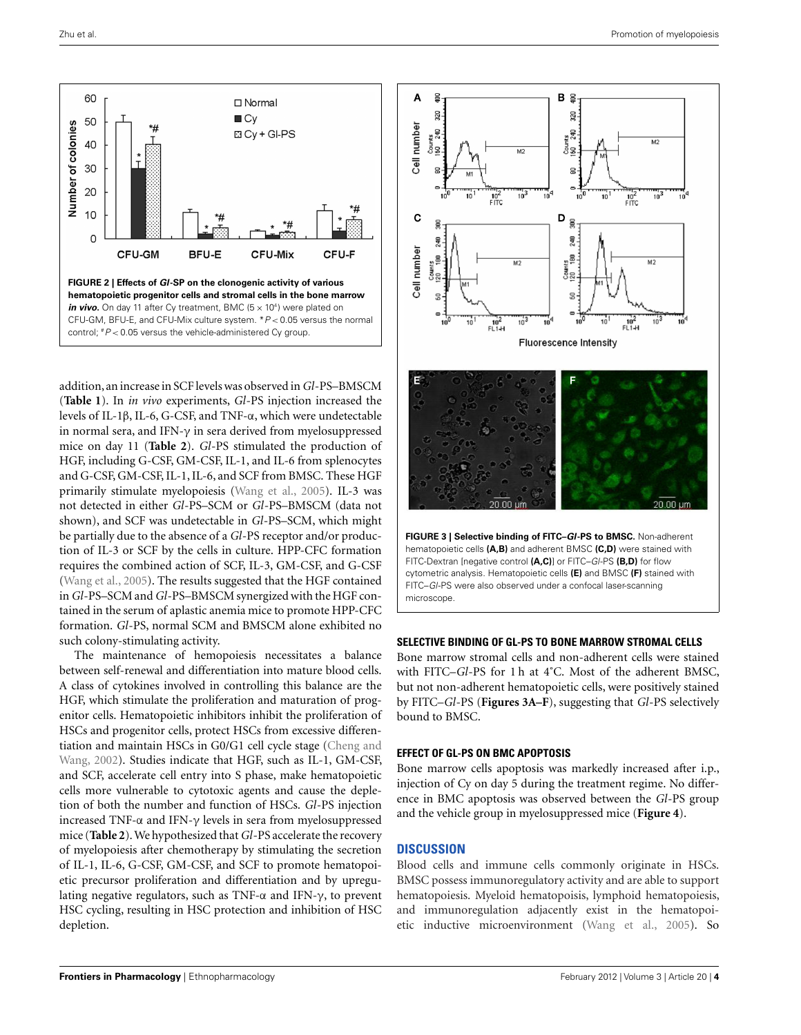FIGURE 2 | Effects of *Gl*-SP on the clonogenic activity of various hematopoietic progenitor cells and stromal cells in the bone marrow *in vivo*. On day 11 after Cy treatment, BMC ($5 \times 10^4$) were plated on CFU-GM, BFU-E, and CFU-Mix culture system. $^*P < 0.05$ versus the normal control; $^\#P < 0.05$ versus the vehicle-administered Cy group.

addition, an increase in SCF levels was observed in *Gl*-PS–BMSCM (**Table 1**). In *in vivo* experiments, *Gl*-PS injection increased the levels of IL-1β, IL-6, G-CSF, and TNF-α, which were undetectable in normal sera, and IFN-γ in sera derived from myelosuppressed mice on day 11 (**Table 2**). *Gl*-PS stimulated the production of HGF, including G-CSF, GM-CSF, IL-1, and IL-6 from splenocytes and G-CSF, GM-CSF, IL-1, IL-6, and SCF from BMSC. These HGF primarily stimulate myelopoiesis (Wang et al., 2005). IL-3 was not detected in either *Gl*-PS–SCM or *Gl*-PS–BMSCM (data not shown), and SCF was undetectable in *Gl*-PS–SCM, which might be partially due to the absence of a *Gl*-PS receptor and/or production of IL-3 or SCF by the cells in culture. HPP-CFC formation requires the combined action of SCF, IL-3, GM-CSF, and G-CSF (Wang et al., 2005). The results suggested that the HGF contained in *Gl*-PS–SCM and *Gl*-PS–BMSCM synergized with the HGF contained in the serum of aplastic anemia mice to promote HPP-CFC formation. *Gl*-PS, normal SCM and BMSCM alone exhibited no such colony-stimulating activity.

The maintenance of hemopoiesis necessitates a balance between self-renewal and differentiation into mature blood cells. A class of cytokines involved in controlling this balance are the HGF, which stimulate the proliferation and maturation of progenitor cells. Hematopoietic inhibitors inhibit the proliferation of HSCs and progenitor cells, protect HSCs from excessive differentiation and maintain HSCs in G0/G1 cell cycle stage (Cheng and Wang, 2002). Studies indicate that HGF, such as IL-1, GM-CSF, and SCF, accelerate cell entry into S phase, make hematopoietic cells more vulnerable to cytotoxic agents and cause the depletion of both the number and function of HSCs. *Gl*-PS injection increased TNF-α and IFN-γ levels in sera from myelosuppressed mice (**Table 2**). We hypothesized that *Gl*-PS accelerate the recovery of myelopoiesis after chemotherapy by stimulating the secretion of IL-1, IL-6, G-CSF, GM-CSF, and SCF to promote hematopoietic precursor proliferation and differentiation and by upregulating negative regulators, such as TNF-α and IFN-γ, to prevent HSC cycling, resulting in HSC protection and inhibition of HSC depletion.

FIGURE 3 | Selective binding of FITC–*Gl*-PS to BMSC. Non-adherent hematopoietic cells **(A,B)** and adherent BMSC **(C,D)** were stained with FITC-Dextran [negative control **(A,C)**] or FITC–*Gl*-PS **(B,D)** for flow cytometric analysis. Hematopoietic cells **(E)** and BMSC **(F)** stained with FITC–*Gl*-PS were also observed under a confocal laser-scanning microscope.

### SELECTIVE BINDING OF GL-PS TO BONE MARROW STROMAL CELLS

Bone marrow stromal cells and non-adherent cells were stained with FITC–*Gl*-PS for 1 h at 4˚C. Most of the adherent BMSC, but not non-adherent hematopoietic cells, were positively stained by FITC–*Gl*-PS (**Figures 3A–F**), suggesting that *Gl*-PS selectively bound to BMSC.

### EFFECT OF GL-PS ON BMC APOPTOSIS

Bone marrow cells apoptosis was markedly increased after i.p., injection of Cy on day 5 during the treatment regime. No difference in BMC apoptosis was observed between the *Gl*-PS group and the vehicle group in myelosuppressed mice (**Figure 4**).

## DISCUSSION

Blood cells and immune cells commonly originate in HSCs. BMSC possess immunoregulatory activity and are able to support hematopoiesis. Myeloid hematopoisis, lymphoid hematopoiesis, and immunoregulation adjacently exist in the hematopoietic inductive microenvironment (Wang et al., 2005). So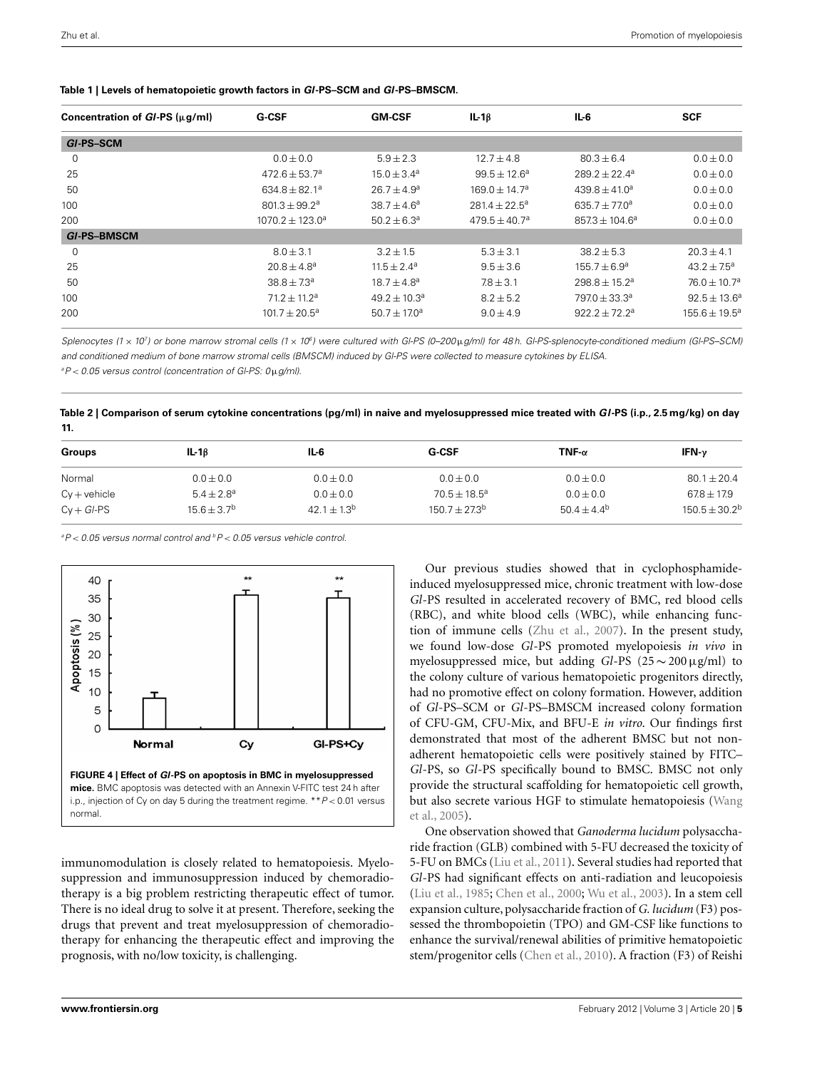**Table 1 | Levels of hematopoietic growth factors in *Gl*-PS–SCM and *Gl*-PS–BMSCM.**

| Concentration of *Gl*-PS (μg/ml) | G-CSF | GM-CSF | IL-1β | IL-6 | SCF |
|---|---|---|---|---|---|
| ***Gl*-PS–SCM** | | | | | |
| 0 | 0.0 ± 0.0 | 5.9 ± 2.3 | 12.7 ± 4.8 | 80.3 ± 6.4 | 0.0 ± 0.0 |
| 25 | 472.6 ± 53.7[a] | 15.0 ± 3.4[a] | 99.5 ± 12.6[a] | 289.2 ± 22.4[a] | 0.0 ± 0.0 |
| 50 | 634.8 ± 82.1[a] | 26.7 ± 4.9[a] | 169.0 ± 14.7[a] | 439.8 ± 41.0[a] | 0.0 ± 0.0 |
| 100 | 801.3 ± 99.2[a] | 38.7 ± 4.6[a] | 281.4 ± 22.5[a] | 635.7 ± 77.0[a] | 0.0 ± 0.0 |
| 200 | 1070.2 ± 123.0[a] | 50.2 ± 6.3[a] | 479.5 ± 40.7[a] | 857.3 ± 104.6[a] | 0.0 ± 0.0 |
| ***Gl*-PS–BMSCM** | | | | | |
| 0 | 8.0 ± 3.1 | 3.2 ± 1.5 | 5.3 ± 3.1 | 38.2 ± 5.3 | 20.3 ± 4.1 |
| 25 | 20.8 ± 4.8[a] | 11.5 ± 2.4[a] | 9.5 ± 3.6 | 155.7 ± 6.9[a] | 43.2 ± 7.5[a] |
| 50 | 38.8 ± 7.3[a] | 18.7 ± 4.8[a] | 7.8 ± 3.1 | 298.8 ± 15.2[a] | 76.0 ± 10.7[a] |
| 100 | 71.2 ± 11.2[a] | 49.2 ± 10.3[a] | 8.2 ± 5.2 | 797.0 ± 33.3[a] | 92.5 ± 13.6[a] |
| 200 | 101.7 ± 20.5[a] | 50.7 ± 17.0[a] | 9.0 ± 4.9 | 922.2 ± 72.2[a] | 155.6 ± 19.5[a] |

*Splenocytes ($1 \times 10^7$) or bone marrow stromal cells ($1 \times 10^6$) were cultured with Gl-PS (0–200 μg/ml) for 48 h. Gl-PS-splenocyte-conditioned medium (Gl-PS–SCM) and conditioned medium of bone marrow stromal cells (BMSCM) induced by Gl-PS were collected to measure cytokines by ELISA.*

*[a]$P < 0.05$ versus control (concentration of Gl-PS: 0 μg/ml).*

**Table 2 | Comparison of serum cytokine concentrations (pg/ml) in naive and myelosuppressed mice treated with *Gl*-PS (i.p., 2.5 mg/kg) on day 11.**

| Groups | IL-1β | IL-6 | G-CSF | TNF-α | IFN-γ |
|---|---|---|---|---|---|
| Normal | 0.0 ± 0.0 | 0.0 ± 0.0 | 0.0 ± 0.0 | 0.0 ± 0.0 | 80.1 ± 20.4 |
| Cy + vehicle | 5.4 ± 2.8[a] | 0.0 ± 0.0 | 70.5 ± 18.5[a] | 0.0 ± 0.0 | 67.8 ± 17.9 |
| Cy + *Gl*-PS | 15.6 ± 3.7[b] | 42.1 ± 1.3[b] | 150.7 ± 27.3[b] | 50.4 ± 4.4[b] | 150.5 ± 30.2[b] |

*[a]$P < 0.05$ versus normal control and [b]$P < 0.05$ versus vehicle control.*

**FIGURE 4 | Effect of *Gl*-PS on apoptosis in BMC in myelosuppressed mice.** BMC apoptosis was detected with an Annexin V-FITC test 24 h after i.p., injection of Cy on day 5 during the treatment regime. $^{**}P < 0.01$ versus normal.

immunomodulation is closely related to hematopoiesis. Myelosuppression and immunosuppression induced by chemoradiotherapy is a big problem restricting therapeutic effect of tumor. There is no ideal drug to solve it at present. Therefore, seeking the drugs that prevent and treat myelosuppression of chemoradiotherapy for enhancing the therapeutic effect and improving the prognosis, with no/low toxicity, is challenging.

Our previous studies showed that in cyclophosphamide-induced myelosuppressed mice, chronic treatment with low-dose *Gl*-PS resulted in accelerated recovery of BMC, red blood cells (RBC), and white blood cells (WBC), while enhancing function of immune cells (Zhu et al., 2007). In the present study, we found low-dose *Gl*-PS promoted myelopoiesis *in vivo* in myelosuppressed mice, but adding *Gl*-PS (25 ∼ 200 μg/ml) to the colony culture of various hematopoietic progenitors directly, had no promotive effect on colony formation. However, addition of *Gl*-PS–SCM or *Gl*-PS–BMSCM increased colony formation of CFU-GM, CFU-Mix, and BFU-E *in vitro*. Our findings first demonstrated that most of the adherent BMSC but not non-adherent hematopoietic cells were positively stained by FITC–*Gl*-PS, so *Gl*-PS specifically bound to BMSC. BMSC not only provide the structural scaffolding for hematopoietic cell growth, but also secrete various HGF to stimulate hematopoiesis (Wang et al., 2005).

One observation showed that *Ganoderma lucidum* polysaccharide fraction (GLB) combined with 5-FU decreased the toxicity of 5-FU on BMCs (Liu et al., 2011). Several studies had reported that *Gl*-PS had significant effects on anti-radiation and leucopoiesis (Liu et al., 1985; Chen et al., 2000; Wu et al., 2003). In a stem cell expansion culture, polysaccharide fraction of *G. lucidum* (F3) possessed the thrombopoietin (TPO) and GM-CSF like functions to enhance the survival/renewal abilities of primitive hematopoietic stem/progenitor cells (Chen et al., 2010). A fraction (F3) of Reishi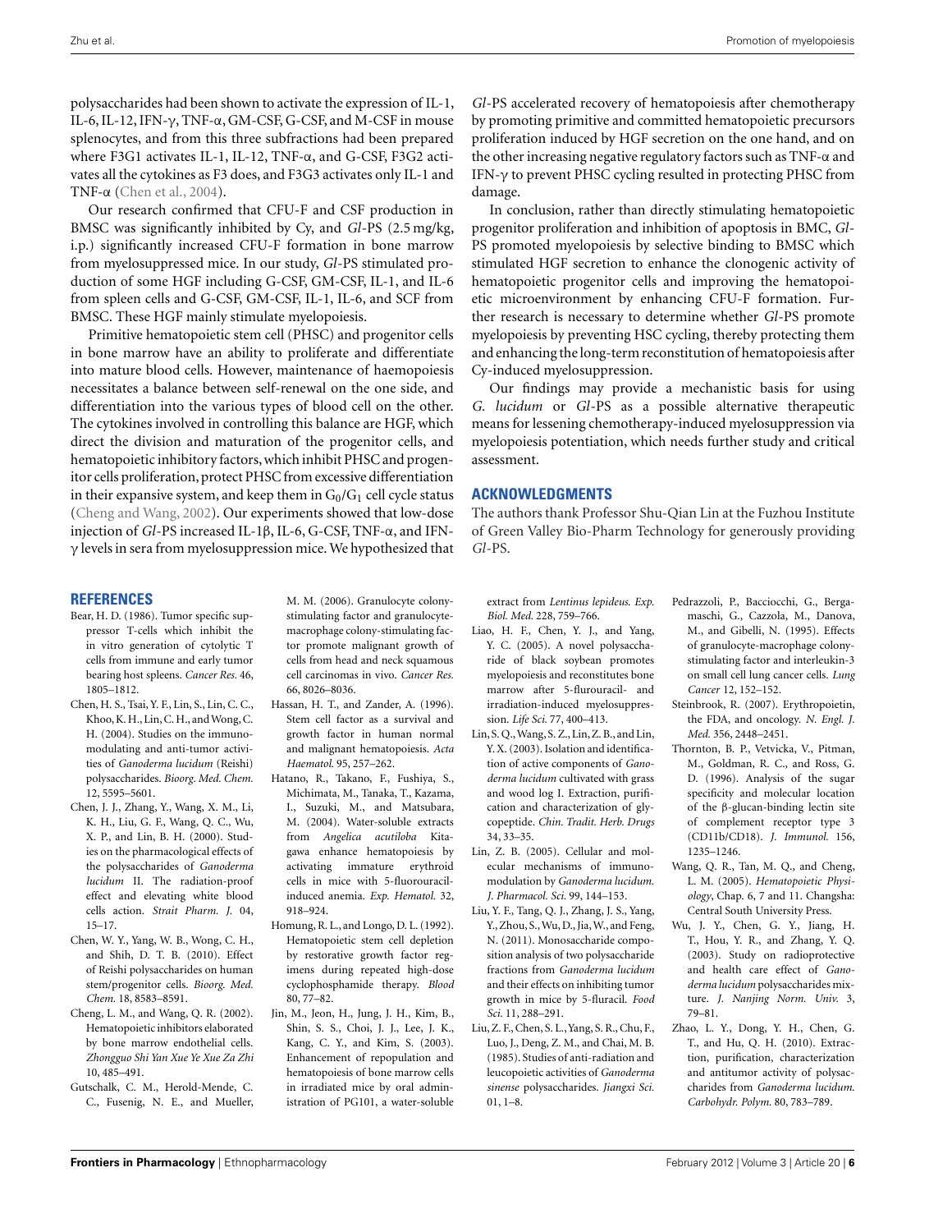polysaccharides had been shown to activate the expression of IL-1, IL-6, IL-12, IFN-γ, TNF-α, GM-CSF, G-CSF, and M-CSF in mouse splenocytes, and from this three subfractions had been prepared where F3G1 activates IL-1, IL-12, TNF-α, and G-CSF, F3G2 activates all the cytokines as F3 does, and F3G3 activates only IL-1 and TNF-α (Chen et al., 2004).

Our research confirmed that CFU-F and CSF production in BMSC was significantly inhibited by Cy, and *Gl*-PS (2.5 mg/kg, i.p.) significantly increased CFU-F formation in bone marrow from myelosuppressed mice. In our study, *Gl*-PS stimulated production of some HGF including G-CSF, GM-CSF, IL-1, and IL-6 from spleen cells and G-CSF, GM-CSF, IL-1, IL-6, and SCF from BMSC. These HGF mainly stimulate myelopoiesis.

Primitive hematopoietic stem cell (PHSC) and progenitor cells in bone marrow have an ability to proliferate and differentiate into mature blood cells. However, maintenance of haemopoiesis necessitates a balance between self-renewal on the one side, and differentiation into the various types of blood cell on the other. The cytokines involved in controlling this balance are HGF, which direct the division and maturation of the progenitor cells, and hematopoietic inhibitory factors, which inhibit PHSC and progenitor cells proliferation, protect PHSC from excessive differentiation in their expansive system, and keep them in $G_0/G_1$ cell cycle status (Cheng and Wang, 2002). Our experiments showed that low-dose injection of *Gl*-PS increased IL-1β, IL-6, G-CSF, TNF-α, and IFN-γ levels in sera from myelosuppression mice. We hypothesized that *Gl*-PS accelerated recovery of hematopoiesis after chemotherapy by promoting primitive and committed hematopoietic precursors proliferation induced by HGF secretion on the one hand, and on the other increasing negative regulatory factors such as TNF-α and IFN-γ to prevent PHSC cycling resulted in protecting PHSC from damage.

In conclusion, rather than directly stimulating hematopoietic progenitor proliferation and inhibition of apoptosis in BMC, *Gl*-PS promoted myelopoiesis by selective binding to BMSC which stimulated HGF secretion to enhance the clonogenic activity of hematopoietic progenitor cells and improving the hematopoietic microenvironment by enhancing CFU-F formation. Further research is necessary to determine whether *Gl*-PS promote myelopoiesis by preventing HSC cycling, thereby protecting them and enhancing the long-term reconstitution of hematopoiesis after Cy-induced myelosuppression.

Our findings may provide a mechanistic basis for using *G. lucidum* or *Gl*-PS as a possible alternative therapeutic means for lessening chemotherapy-induced myelosuppression via myelopoiesis potentiation, which needs further study and critical assessment.

## ACKNOWLEDGMENTS

The authors thank Professor Shu-Qian Lin at the Fuzhou Institute of Green Valley Bio-Pharm Technology for generously providing *Gl*-PS.

## REFERENCES

Bear, H. D. (1986). Tumor specific suppressor T-cells which inhibit the in vitro generation of cytolytic T cells from immune and early tumor bearing host spleens. *Cancer Res.* 46, 1805–1812.

Chen, H. S., Tsai, Y. F., Lin, S., Lin, C. C., Khoo, K. H., Lin, C. H., and Wong, C. H. (2004). Studies on the immunomodulating and anti-tumor activities of *Ganoderma lucidum* (Reishi) polysaccharides. *Bioorg. Med. Chem.* 12, 5595–5601.

Chen, J. J., Zhang, Y., Wang, X. M., Li, K. H., Liu, G. F., Wang, Q. C., Wu, X. P., and Lin, B. H. (2000). Studies on the pharmacological effects of the polysaccharides of *Ganoderma lucidum* II. The radiation-proof effect and elevating white blood cells action. *Strait Pharm. J.* 04, 15–17.

Chen, W. Y., Yang, W. B., Wong, C. H., and Shih, D. T. B. (2010). Effect of Reishi polysaccharides on human stem/progenitor cells. *Bioorg. Med. Chem.* 18, 8583–8591.

Cheng, L. M., and Wang, Q. R. (2002). Hematopoietic inhibitors elaborated by bone marrow endothelial cells. *Zhongguo Shi Yan Xue Ye Xue Za Zhi* 10, 485–491.

Gutschalk, C. M., Herold-Mende, C. C., Fusenig, N. E., and Mueller, M. M. (2006). Granulocyte colony-stimulating factor and granulocyte-macrophage colony-stimulating factor promote malignant growth of cells from head and neck squamous cell carcinomas in vivo. *Cancer Res.* 66, 8026–8036.

Hassan, H. T., and Zander, A. (1996). Stem cell factor as a survival and growth factor in human normal and malignant hematopoiesis. *Acta Haematol.* 95, 257–262.

Hatano, R., Takano, F., Fushiya, S., Michimata, M., Tanaka, T., Kazama, I., Suzuki, M., and Matsubara, M. (2004). Water-soluble extracts from *Angelica acutiloba* Kitagawa enhance hematopoiesis by activating immature erythroid cells in mice with 5-fluorouracil-induced anemia. *Exp. Hematol.* 32, 918–924.

Homung, R. L., and Longo, D. L. (1992). Hematopoietic stem cell depletion by restorative growth factor regimens during repeated high-dose cyclophosphamide therapy. *Blood* 80, 77–82.

Jin, M., Jeon, H., Jung, J. H., Kim, B., Shin, S. S., Choi, J. J., Lee, J. K., Kang, C. Y., and Kim, S. (2003). Enhancement of repopulation and hematopoiesis of bone marrow cells in irradiated mice by oral administration of PG101, a water-soluble extract from *Lentinus lepideus*. *Exp. Biol. Med.* 228, 759–766.

Liao, H. F., Chen, Y. J., and Yang, Y. C. (2005). A novel polysaccharide of black soybean promotes myelopoiesis and reconstitutes bone marrow after 5-flurouracil- and irradiation-induced myelosuppression. *Life Sci.* 77, 400–413.

Lin, S. Q., Wang, S. Z., Lin, Z. B., and Lin, Y. X. (2003). Isolation and identification of active components of *Ganoderma lucidum* cultivated with grass and wood log I. Extraction, purification and characterization of glycopeptide. *Chin. Tradit. Herb. Drugs* 34, 33–35.

Lin, Z. B. (2005). Cellular and molecular mechanisms of immunomodulation by *Ganoderma lucidum*. *J. Pharmacol. Sci.* 99, 144–153.

Liu, Y. F., Tang, Q. J., Zhang, J. S., Yang, Y., Zhou, S., Wu, D., Jia, W., and Feng, N. (2011). Monosaccharide composition analysis of two polysaccharide fractions from *Ganoderma lucidum* and their effects on inhibiting tumor growth in mice by 5-fluracil. *Food Sci.* 11, 288–291.

Liu, Z. F., Chen, S. L., Yang, S. R., Chu, F., Luo, J., Deng, Z. M., and Chai, M. B. (1985). Studies of anti-radiation and leucopoietic activities of *Ganoderma sinense* polysaccharides. *Jiangxi Sci.* 01, 1–8.

Pedrazzoli, P., Bacciocchi, G., Bergamaschi, G., Cazzola, M., Danova, M., and Gibelli, N. (1995). Effects of granulocyte-macrophage colony-stimulating factor and interleukin-3 on small cell lung cancer cells. *Lung Cancer* 12, 152–152.

Steinbrook, R. (2007). Erythropoietin, the FDA, and oncology. *N. Engl. J. Med.* 356, 2448–2451.

Thornton, B. P., Vetvicka, V., Pitman, M., Goldman, R. C., and Ross, G. D. (1996). Analysis of the sugar specificity and molecular location of the β-glucan-binding lectin site of complement receptor type 3 (CD11b/CD18). *J. Immunol.* 156, 1235–1246.

Wang, Q. R., Tan, M. Q., and Cheng, L. M. (2005). *Hematopoietic Physiology*, Chap. 6, 7 and 11. Changsha: Central South University Press.

Wu, J. Y., Chen, G. Y., Jiang, H. T., Hou, Y. R., and Zhang, Y. Q. (2003). Study on radioprotective and health care effect of *Ganoderma lucidum* polysaccharides mixture. *J. Nanjing Norm. Univ.* 3, 79–81.

Zhao, L. Y., Dong, Y. H., Chen, G. T., and Hu, Q. H. (2010). Extraction, purification, characterization and antitumor activity of polysaccharides from *Ganoderma lucidum*. *Carbohydr. Polym.* 80, 783–789.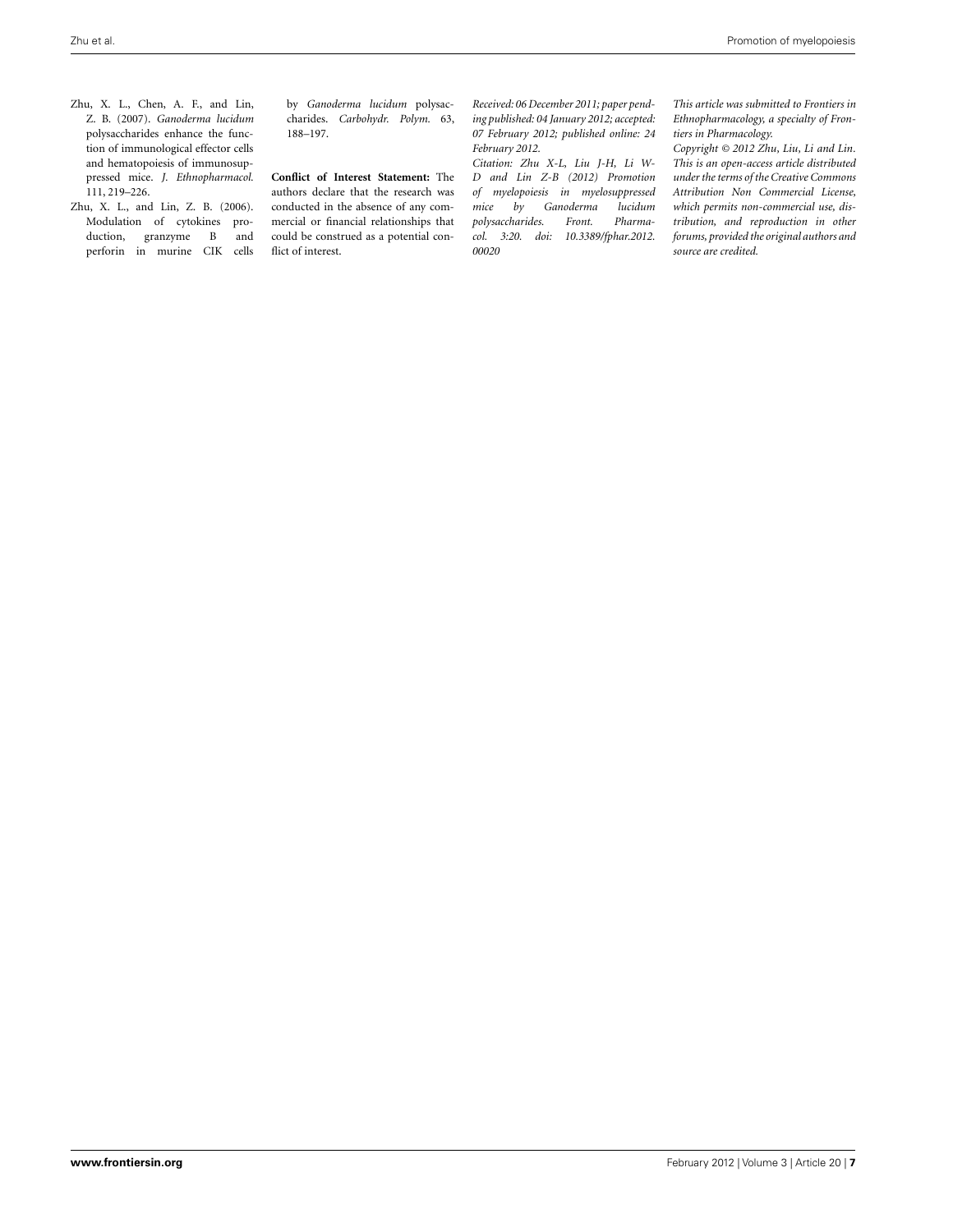Zhu, X. L., Chen, A. F., and Lin, Z. B. (2007). *Ganoderma lucidum* polysaccharides enhance the function of immunological effector cells and hematopoiesis of immunosuppressed mice. *J. Ethnopharmacol.* 111, 219–226.

Zhu, X. L., and Lin, Z. B. (2006). Modulation of cytokines production, granzyme B and perforin in murine CIK cells by *Ganoderma lucidum* polysaccharides. *Carbohydr. Polym.* 63, 188–197.

**Conflict of Interest Statement:** The authors declare that the research was conducted in the absence of any commercial or financial relationships that could be construed as a potential conflict of interest.

*Received: 06 December 2011; paper pending published: 04 January 2012; accepted: 07 February 2012; published online: 24 February 2012.*

*Citation: Zhu X-L, Liu J-H, Li W-D and Lin Z-B (2012) Promotion of myelopoiesis in myelosuppressed mice by Ganoderma lucidum polysaccharides. Front. Pharmacol. 3:20. doi: 10.3389/fphar.2012.00020*

*This article was submitted to Frontiers in Ethnopharmacology, a specialty of Frontiers in Pharmacology.*

*Copyright © 2012 Zhu, Liu, Li and Lin. This is an open-access article distributed under the terms of the Creative Commons Attribution Non Commercial License, which permits non-commercial use, distribution, and reproduction in other forums, provided the original authors and source are credited.*